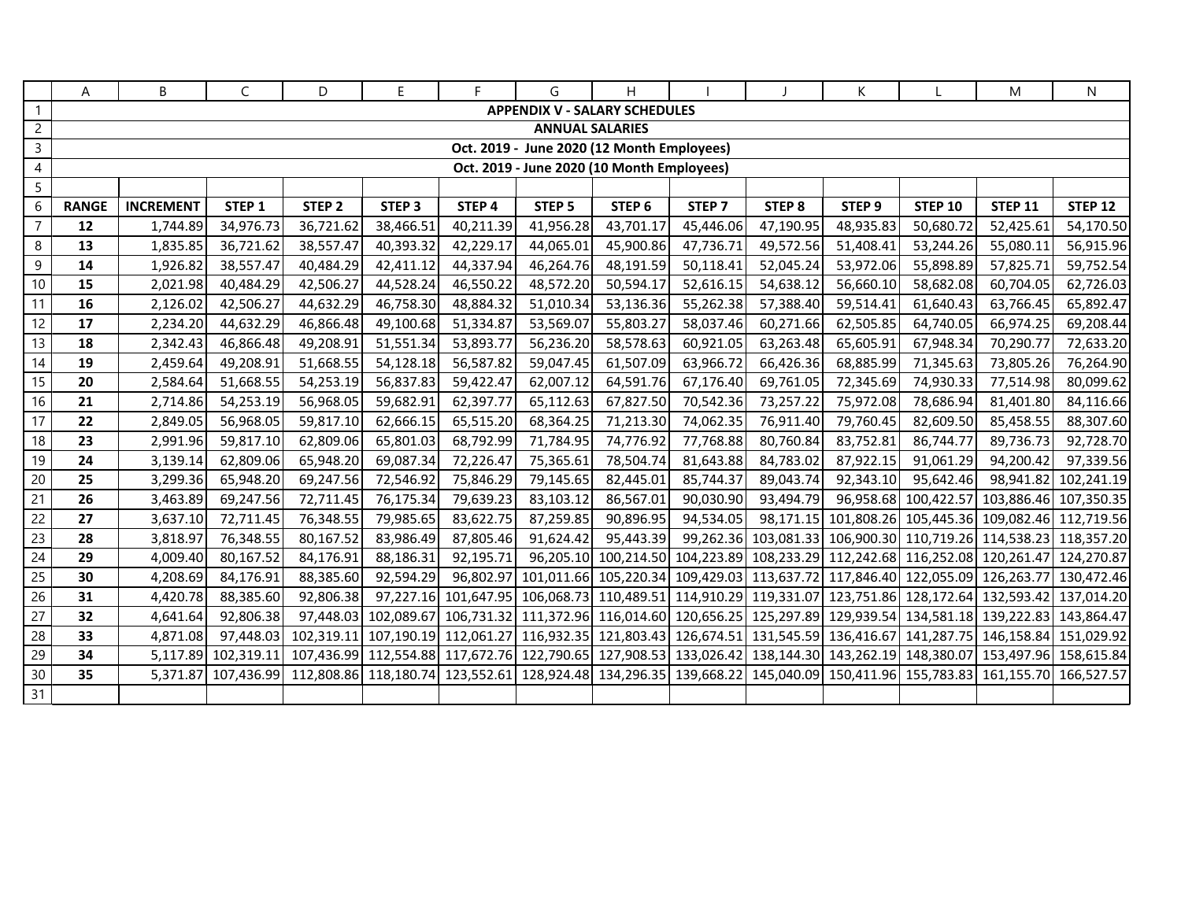**APPENDIX V - SALARY SCHEDULES**

**ANNUAL SALARIES**

**Oct. 2019 - June 2020 (12 Month Employees)**

**Oct. 2019 - June 2020 (10 Month Employees)**

| RANGE | INCREMENT | STEP 1 | STEP 2 | STEP 3 | STEP 4 | STEP 5 | STEP 6 | STEP 7 | STEP 8 | STEP 9 | STEP 10 | STEP 11 | STEP 12 |
|---|---|---|---|---|---|---|---|---|---|---|---|---|---|
| 12 | 1,744.89 | 34,976.73 | 36,721.62 | 38,466.51 | 40,211.39 | 41,956.28 | 43,701.17 | 45,446.06 | 47,190.95 | 48,935.83 | 50,680.72 | 52,425.61 | 54,170.50 |
| 13 | 1,835.85 | 36,721.62 | 38,557.47 | 40,393.32 | 42,229.17 | 44,065.01 | 45,900.86 | 47,736.71 | 49,572.56 | 51,408.41 | 53,244.26 | 55,080.11 | 56,915.96 |
| 14 | 1,926.82 | 38,557.47 | 40,484.29 | 42,411.12 | 44,337.94 | 46,264.76 | 48,191.59 | 50,118.41 | 52,045.24 | 53,972.06 | 55,898.89 | 57,825.71 | 59,752.54 |
| 15 | 2,021.98 | 40,484.29 | 42,506.27 | 44,528.24 | 46,550.22 | 48,572.20 | 50,594.17 | 52,616.15 | 54,638.12 | 56,660.10 | 58,682.08 | 60,704.05 | 62,726.03 |
| 16 | 2,126.02 | 42,506.27 | 44,632.29 | 46,758.30 | 48,884.32 | 51,010.34 | 53,136.36 | 55,262.38 | 57,388.40 | 59,514.41 | 61,640.43 | 63,766.45 | 65,892.47 |
| 17 | 2,234.20 | 44,632.29 | 46,866.48 | 49,100.68 | 51,334.87 | 53,569.07 | 55,803.27 | 58,037.46 | 60,271.66 | 62,505.85 | 64,740.05 | 66,974.25 | 69,208.44 |
| 18 | 2,342.43 | 46,866.48 | 49,208.91 | 51,551.34 | 53,893.77 | 56,236.20 | 58,578.63 | 60,921.05 | 63,263.48 | 65,605.91 | 67,948.34 | 70,290.77 | 72,633.20 |
| 19 | 2,459.64 | 49,208.91 | 51,668.55 | 54,128.18 | 56,587.82 | 59,047.45 | 61,507.09 | 63,966.72 | 66,426.36 | 68,885.99 | 71,345.63 | 73,805.26 | 76,264.90 |
| 20 | 2,584.64 | 51,668.55 | 54,253.19 | 56,837.83 | 59,422.47 | 62,007.12 | 64,591.76 | 67,176.40 | 69,761.05 | 72,345.69 | 74,930.33 | 77,514.98 | 80,099.62 |
| 21 | 2,714.86 | 54,253.19 | 56,968.05 | 59,682.91 | 62,397.77 | 65,112.63 | 67,827.50 | 70,542.36 | 73,257.22 | 75,972.08 | 78,686.94 | 81,401.80 | 84,116.66 |
| 22 | 2,849.05 | 56,968.05 | 59,817.10 | 62,666.15 | 65,515.20 | 68,364.25 | 71,213.30 | 74,062.35 | 76,911.40 | 79,760.45 | 82,609.50 | 85,458.55 | 88,307.60 |
| 23 | 2,991.96 | 59,817.10 | 62,809.06 | 65,801.03 | 68,792.99 | 71,784.95 | 74,776.92 | 77,768.88 | 80,760.84 | 83,752.81 | 86,744.77 | 89,736.73 | 92,728.70 |
| 24 | 3,139.14 | 62,809.06 | 65,948.20 | 69,087.34 | 72,226.47 | 75,365.61 | 78,504.74 | 81,643.88 | 84,783.02 | 87,922.15 | 91,061.29 | 94,200.42 | 97,339.56 |
| 25 | 3,299.36 | 65,948.20 | 69,247.56 | 72,546.92 | 75,846.29 | 79,145.65 | 82,445.01 | 85,744.37 | 89,043.74 | 92,343.10 | 95,642.46 | 98,941.82 | 102,241.19 |
| 26 | 3,463.89 | 69,247.56 | 72,711.45 | 76,175.34 | 79,639.23 | 83,103.12 | 86,567.01 | 90,030.90 | 93,494.79 | 96,958.68 | 100,422.57 | 103,886.46 | 107,350.35 |
| 27 | 3,637.10 | 72,711.45 | 76,348.55 | 79,985.65 | 83,622.75 | 87,259.85 | 90,896.95 | 94,534.05 | 98,171.15 | 101,808.26 | 105,445.36 | 109,082.46 | 112,719.56 |
| 28 | 3,818.97 | 76,348.55 | 80,167.52 | 83,986.49 | 87,805.46 | 91,624.42 | 95,443.39 | 99,262.36 | 103,081.33 | 106,900.30 | 110,719.26 | 114,538.23 | 118,357.20 |
| 29 | 4,009.40 | 80,167.52 | 84,176.91 | 88,186.31 | 92,195.71 | 96,205.10 | 100,214.50 | 104,223.89 | 108,233.29 | 112,242.68 | 116,252.08 | 120,261.47 | 124,270.87 |
| 30 | 4,208.69 | 84,176.91 | 88,385.60 | 92,594.29 | 96,802.97 | 101,011.66 | 105,220.34 | 109,429.03 | 113,637.72 | 117,846.40 | 122,055.09 | 126,263.77 | 130,472.46 |
| 31 | 4,420.78 | 88,385.60 | 92,806.38 | 97,227.16 | 101,647.95 | 106,068.73 | 110,489.51 | 114,910.29 | 119,331.07 | 123,751.86 | 128,172.64 | 132,593.42 | 137,014.20 |
| 32 | 4,641.64 | 92,806.38 | 97,448.03 | 102,089.67 | 106,731.32 | 111,372.96 | 116,014.60 | 120,656.25 | 125,297.89 | 129,939.54 | 134,581.18 | 139,222.83 | 143,864.47 |
| 33 | 4,871.08 | 97,448.03 | 102,319.11 | 107,190.19 | 112,061.27 | 116,932.35 | 121,803.43 | 126,674.51 | 131,545.59 | 136,416.67 | 141,287.75 | 146,158.84 | 151,029.92 |
| 34 | 5,117.89 | 102,319.11 | 107,436.99 | 112,554.88 | 117,672.76 | 122,790.65 | 127,908.53 | 133,026.42 | 138,144.30 | 143,262.19 | 148,380.07 | 153,497.96 | 158,615.84 |
| 35 | 5,371.87 | 107,436.99 | 112,808.86 | 118,180.74 | 123,552.61 | 128,924.48 | 134,296.35 | 139,668.22 | 145,040.09 | 150,411.96 | 155,783.83 | 161,155.70 | 166,527.57 |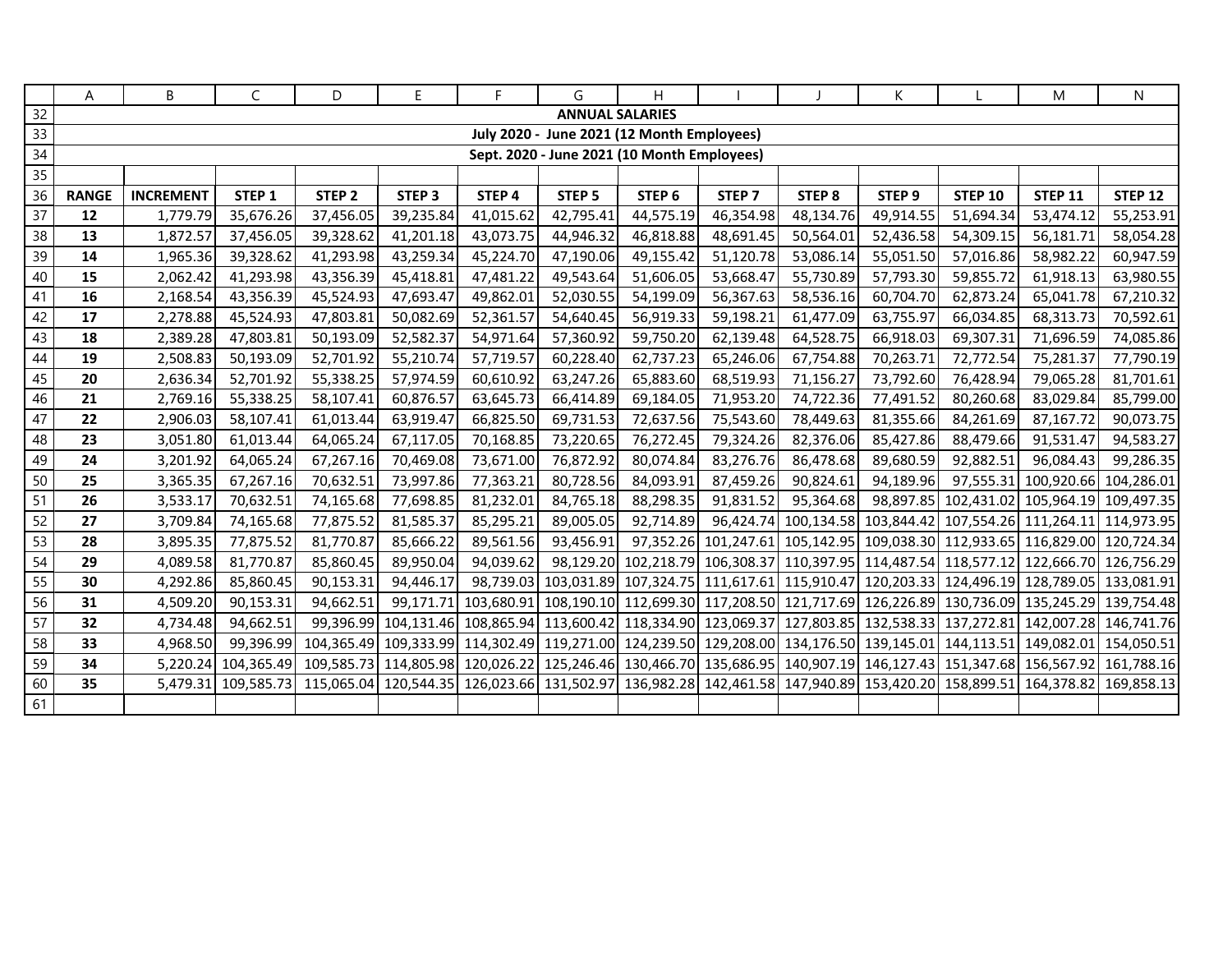## ANNUAL SALARIES

### July 2020 - June 2021 (12 Month Employees)

### Sept. 2020 - June 2021 (10 Month Employees)

| RANGE | INCREMENT | STEP 1 | STEP 2 | STEP 3 | STEP 4 | STEP 5 | STEP 6 | STEP 7 | STEP 8 | STEP 9 | STEP 10 | STEP 11 | STEP 12 |
|---|---|---|---|---|---|---|---|---|---|---|---|---|---|
| **12** | 1,779.79 | 35,676.26 | 37,456.05 | 39,235.84 | 41,015.62 | 42,795.41 | 44,575.19 | 46,354.98 | 48,134.76 | 49,914.55 | 51,694.34 | 53,474.12 | 55,253.91 |
| **13** | 1,872.57 | 37,456.05 | 39,328.62 | 41,201.18 | 43,073.75 | 44,946.32 | 46,818.88 | 48,691.45 | 50,564.01 | 52,436.58 | 54,309.15 | 56,181.71 | 58,054.28 |
| **14** | 1,965.36 | 39,328.62 | 41,293.98 | 43,259.34 | 45,224.70 | 47,190.06 | 49,155.42 | 51,120.78 | 53,086.14 | 55,051.50 | 57,016.86 | 58,982.22 | 60,947.59 |
| **15** | 2,062.42 | 41,293.98 | 43,356.39 | 45,418.81 | 47,481.22 | 49,543.64 | 51,606.05 | 53,668.47 | 55,730.89 | 57,793.30 | 59,855.72 | 61,918.13 | 63,980.55 |
| **16** | 2,168.54 | 43,356.39 | 45,524.93 | 47,693.47 | 49,862.01 | 52,030.55 | 54,199.09 | 56,367.63 | 58,536.16 | 60,704.70 | 62,873.24 | 65,041.78 | 67,210.32 |
| **17** | 2,278.88 | 45,524.93 | 47,803.81 | 50,082.69 | 52,361.57 | 54,640.45 | 56,919.33 | 59,198.21 | 61,477.09 | 63,755.97 | 66,034.85 | 68,313.73 | 70,592.61 |
| **18** | 2,389.28 | 47,803.81 | 50,193.09 | 52,582.37 | 54,971.64 | 57,360.92 | 59,750.20 | 62,139.48 | 64,528.75 | 66,918.03 | 69,307.31 | 71,696.59 | 74,085.86 |
| **19** | 2,508.83 | 50,193.09 | 52,701.92 | 55,210.74 | 57,719.57 | 60,228.40 | 62,737.23 | 65,246.06 | 67,754.88 | 70,263.71 | 72,772.54 | 75,281.37 | 77,790.19 |
| **20** | 2,636.34 | 52,701.92 | 55,338.25 | 57,974.59 | 60,610.92 | 63,247.26 | 65,883.60 | 68,519.93 | 71,156.27 | 73,792.60 | 76,428.94 | 79,065.28 | 81,701.61 |
| **21** | 2,769.16 | 55,338.25 | 58,107.41 | 60,876.57 | 63,645.73 | 66,414.89 | 69,184.05 | 71,953.20 | 74,722.36 | 77,491.52 | 80,260.68 | 83,029.84 | 85,799.00 |
| **22** | 2,906.03 | 58,107.41 | 61,013.44 | 63,919.47 | 66,825.50 | 69,731.53 | 72,637.56 | 75,543.60 | 78,449.63 | 81,355.66 | 84,261.69 | 87,167.72 | 90,073.75 |
| **23** | 3,051.80 | 61,013.44 | 64,065.24 | 67,117.05 | 70,168.85 | 73,220.65 | 76,272.45 | 79,324.26 | 82,376.06 | 85,427.86 | 88,479.66 | 91,531.47 | 94,583.27 |
| **24** | 3,201.92 | 64,065.24 | 67,267.16 | 70,469.08 | 73,671.00 | 76,872.92 | 80,074.84 | 83,276.76 | 86,478.68 | 89,680.59 | 92,882.51 | 96,084.43 | 99,286.35 |
| **25** | 3,365.35 | 67,267.16 | 70,632.51 | 73,997.86 | 77,363.21 | 80,728.56 | 84,093.91 | 87,459.26 | 90,824.61 | 94,189.96 | 97,555.31 | 100,920.66 | 104,286.01 |
| **26** | 3,533.17 | 70,632.51 | 74,165.68 | 77,698.85 | 81,232.01 | 84,765.18 | 88,298.35 | 91,831.52 | 95,364.68 | 98,897.85 | 102,431.02 | 105,964.19 | 109,497.35 |
| **27** | 3,709.84 | 74,165.68 | 77,875.52 | 81,585.37 | 85,295.21 | 89,005.05 | 92,714.89 | 96,424.74 | 100,134.58 | 103,844.42 | 107,554.26 | 111,264.11 | 114,973.95 |
| **28** | 3,895.35 | 77,875.52 | 81,770.87 | 85,666.22 | 89,561.56 | 93,456.91 | 97,352.26 | 101,247.61 | 105,142.95 | 109,038.30 | 112,933.65 | 116,829.00 | 120,724.34 |
| **29** | 4,089.58 | 81,770.87 | 85,860.45 | 89,950.04 | 94,039.62 | 98,129.20 | 102,218.79 | 106,308.37 | 110,397.95 | 114,487.54 | 118,577.12 | 122,666.70 | 126,756.29 |
| **30** | 4,292.86 | 85,860.45 | 90,153.31 | 94,446.17 | 98,739.03 | 103,031.89 | 107,324.75 | 111,617.61 | 115,910.47 | 120,203.33 | 124,496.19 | 128,789.05 | 133,081.91 |
| **31** | 4,509.20 | 90,153.31 | 94,662.51 | 99,171.71 | 103,680.91 | 108,190.10 | 112,699.30 | 117,208.50 | 121,717.69 | 126,226.89 | 130,736.09 | 135,245.29 | 139,754.48 |
| **32** | 4,734.48 | 94,662.51 | 99,396.99 | 104,131.46 | 108,865.94 | 113,600.42 | 118,334.90 | 123,069.37 | 127,803.85 | 132,538.33 | 137,272.81 | 142,007.28 | 146,741.76 |
| **33** | 4,968.50 | 99,396.99 | 104,365.49 | 109,333.99 | 114,302.49 | 119,271.00 | 124,239.50 | 129,208.00 | 134,176.50 | 139,145.01 | 144,113.51 | 149,082.01 | 154,050.51 |
| **34** | 5,220.24 | 104,365.49 | 109,585.73 | 114,805.98 | 120,026.22 | 125,246.46 | 130,466.70 | 135,686.95 | 140,907.19 | 146,127.43 | 151,347.68 | 156,567.92 | 161,788.16 |
| **35** | 5,479.31 | 109,585.73 | 115,065.04 | 120,544.35 | 126,023.66 | 131,502.97 | 136,982.28 | 142,461.58 | 147,940.89 | 153,420.20 | 158,899.51 | 164,378.82 | 169,858.13 |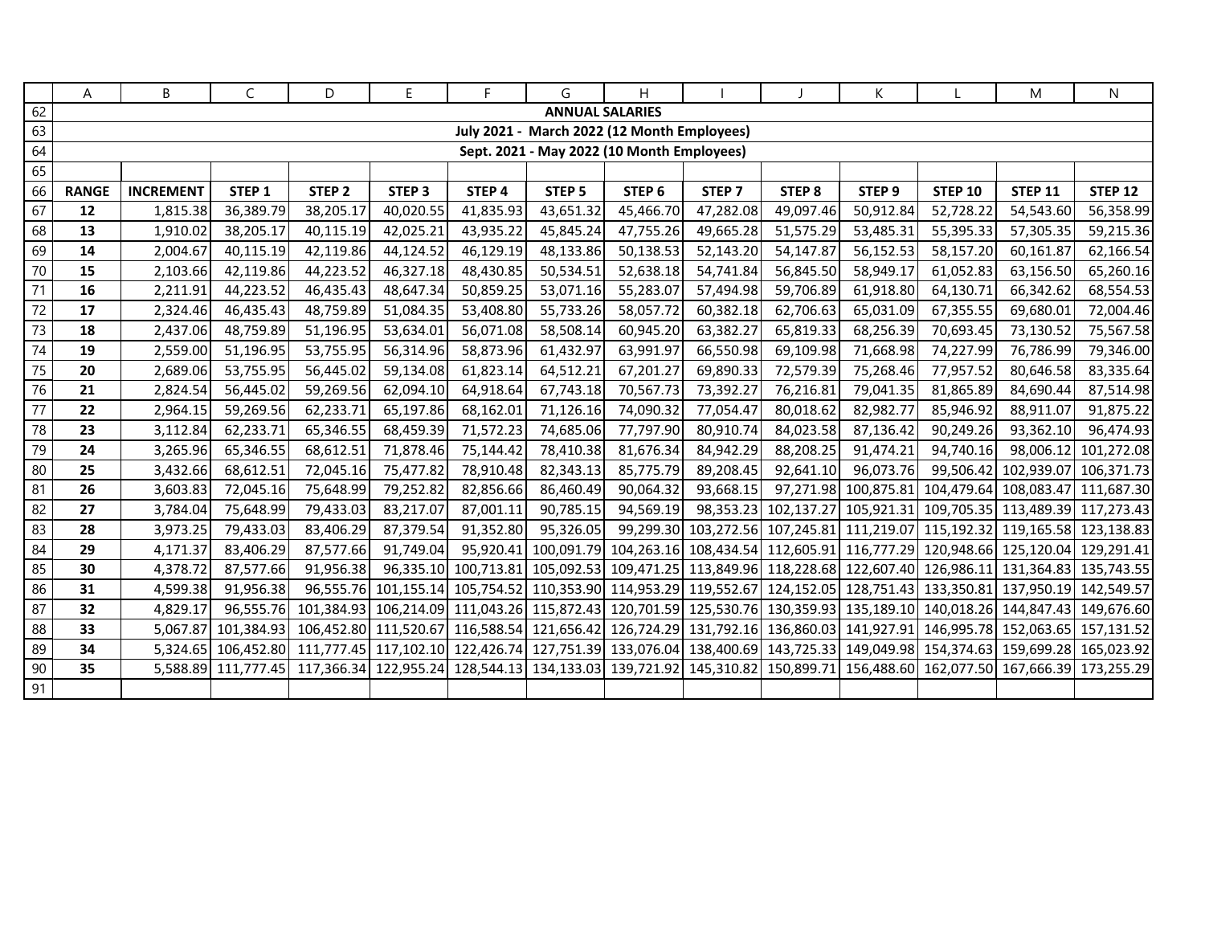## ANNUAL SALARIES

**July 2021 - March 2022 (12 Month Employees)**

**Sept. 2021 - May 2022 (10 Month Employees)**

| RANGE | INCREMENT | STEP 1 | STEP 2 | STEP 3 | STEP 4 | STEP 5 | STEP 6 | STEP 7 | STEP 8 | STEP 9 | STEP 10 | STEP 11 | STEP 12 |
|---|---|---|---|---|---|---|---|---|---|---|---|---|---|
| **12** | 1,815.38 | 36,389.79 | 38,205.17 | 40,020.55 | 41,835.93 | 43,651.32 | 45,466.70 | 47,282.08 | 49,097.46 | 50,912.84 | 52,728.22 | 54,543.60 | 56,358.99 |
| **13** | 1,910.02 | 38,205.17 | 40,115.19 | 42,025.21 | 43,935.22 | 45,845.24 | 47,755.26 | 49,665.28 | 51,575.29 | 53,485.31 | 55,395.33 | 57,305.35 | 59,215.36 |
| **14** | 2,004.67 | 40,115.19 | 42,119.86 | 44,124.52 | 46,129.19 | 48,133.86 | 50,138.53 | 52,143.20 | 54,147.87 | 56,152.53 | 58,157.20 | 60,161.87 | 62,166.54 |
| **15** | 2,103.66 | 42,119.86 | 44,223.52 | 46,327.18 | 48,430.85 | 50,534.51 | 52,638.18 | 54,741.84 | 56,845.50 | 58,949.17 | 61,052.83 | 63,156.50 | 65,260.16 |
| **16** | 2,211.91 | 44,223.52 | 46,435.43 | 48,647.34 | 50,859.25 | 53,071.16 | 55,283.07 | 57,494.98 | 59,706.89 | 61,918.80 | 64,130.71 | 66,342.62 | 68,554.53 |
| **17** | 2,324.46 | 46,435.43 | 48,759.89 | 51,084.35 | 53,408.80 | 55,733.26 | 58,057.72 | 60,382.18 | 62,706.63 | 65,031.09 | 67,355.55 | 69,680.01 | 72,004.46 |
| **18** | 2,437.06 | 48,759.89 | 51,196.95 | 53,634.01 | 56,071.08 | 58,508.14 | 60,945.20 | 63,382.27 | 65,819.33 | 68,256.39 | 70,693.45 | 73,130.52 | 75,567.58 |
| **19** | 2,559.00 | 51,196.95 | 53,755.95 | 56,314.96 | 58,873.96 | 61,432.97 | 63,991.97 | 66,550.98 | 69,109.98 | 71,668.98 | 74,227.99 | 76,786.99 | 79,346.00 |
| **20** | 2,689.06 | 53,755.95 | 56,445.02 | 59,134.08 | 61,823.14 | 64,512.21 | 67,201.27 | 69,890.33 | 72,579.39 | 75,268.46 | 77,957.52 | 80,646.58 | 83,335.64 |
| **21** | 2,824.54 | 56,445.02 | 59,269.56 | 62,094.10 | 64,918.64 | 67,743.18 | 70,567.73 | 73,392.27 | 76,216.81 | 79,041.35 | 81,865.89 | 84,690.44 | 87,514.98 |
| **22** | 2,964.15 | 59,269.56 | 62,233.71 | 65,197.86 | 68,162.01 | 71,126.16 | 74,090.32 | 77,054.47 | 80,018.62 | 82,982.77 | 85,946.92 | 88,911.07 | 91,875.22 |
| **23** | 3,112.84 | 62,233.71 | 65,346.55 | 68,459.39 | 71,572.23 | 74,685.06 | 77,797.90 | 80,910.74 | 84,023.58 | 87,136.42 | 90,249.26 | 93,362.10 | 96,474.93 |
| **24** | 3,265.96 | 65,346.55 | 68,612.51 | 71,878.46 | 75,144.42 | 78,410.38 | 81,676.34 | 84,942.29 | 88,208.25 | 91,474.21 | 94,740.16 | 98,006.12 | 101,272.08 |
| **25** | 3,432.66 | 68,612.51 | 72,045.16 | 75,477.82 | 78,910.48 | 82,343.13 | 85,775.79 | 89,208.45 | 92,641.10 | 96,073.76 | 99,506.42 | 102,939.07 | 106,371.73 |
| **26** | 3,603.83 | 72,045.16 | 75,648.99 | 79,252.82 | 82,856.66 | 86,460.49 | 90,064.32 | 93,668.15 | 97,271.98 | 100,875.81 | 104,479.64 | 108,083.47 | 111,687.30 |
| **27** | 3,784.04 | 75,648.99 | 79,433.03 | 83,217.07 | 87,001.11 | 90,785.15 | 94,569.19 | 98,353.23 | 102,137.27 | 105,921.31 | 109,705.35 | 113,489.39 | 117,273.43 |
| **28** | 3,973.25 | 79,433.03 | 83,406.29 | 87,379.54 | 91,352.80 | 95,326.05 | 99,299.30 | 103,272.56 | 107,245.81 | 111,219.07 | 115,192.32 | 119,165.58 | 123,138.83 |
| **29** | 4,171.37 | 83,406.29 | 87,577.66 | 91,749.04 | 95,920.41 | 100,091.79 | 104,263.16 | 108,434.54 | 112,605.91 | 116,777.29 | 120,948.66 | 125,120.04 | 129,291.41 |
| **30** | 4,378.72 | 87,577.66 | 91,956.38 | 96,335.10 | 100,713.81 | 105,092.53 | 109,471.25 | 113,849.96 | 118,228.68 | 122,607.40 | 126,986.11 | 131,364.83 | 135,743.55 |
| **31** | 4,599.38 | 91,956.38 | 96,555.76 | 101,155.14 | 105,754.52 | 110,353.90 | 114,953.29 | 119,552.67 | 124,152.05 | 128,751.43 | 133,350.81 | 137,950.19 | 142,549.57 |
| **32** | 4,829.17 | 96,555.76 | 101,384.93 | 106,214.09 | 111,043.26 | 115,872.43 | 120,701.59 | 125,530.76 | 130,359.93 | 135,189.10 | 140,018.26 | 144,847.43 | 149,676.60 |
| **33** | 5,067.87 | 101,384.93 | 106,452.80 | 111,520.67 | 116,588.54 | 121,656.42 | 126,724.29 | 131,792.16 | 136,860.03 | 141,927.91 | 146,995.78 | 152,063.65 | 157,131.52 |
| **34** | 5,324.65 | 106,452.80 | 111,777.45 | 117,102.10 | 122,426.74 | 127,751.39 | 133,076.04 | 138,400.69 | 143,725.33 | 149,049.98 | 154,374.63 | 159,699.28 | 165,023.92 |
| **35** | 5,588.89 | 111,777.45 | 117,366.34 | 122,955.24 | 128,544.13 | 134,133.03 | 139,721.92 | 145,310.82 | 150,899.71 | 156,488.60 | 162,077.50 | 167,666.39 | 173,255.29 |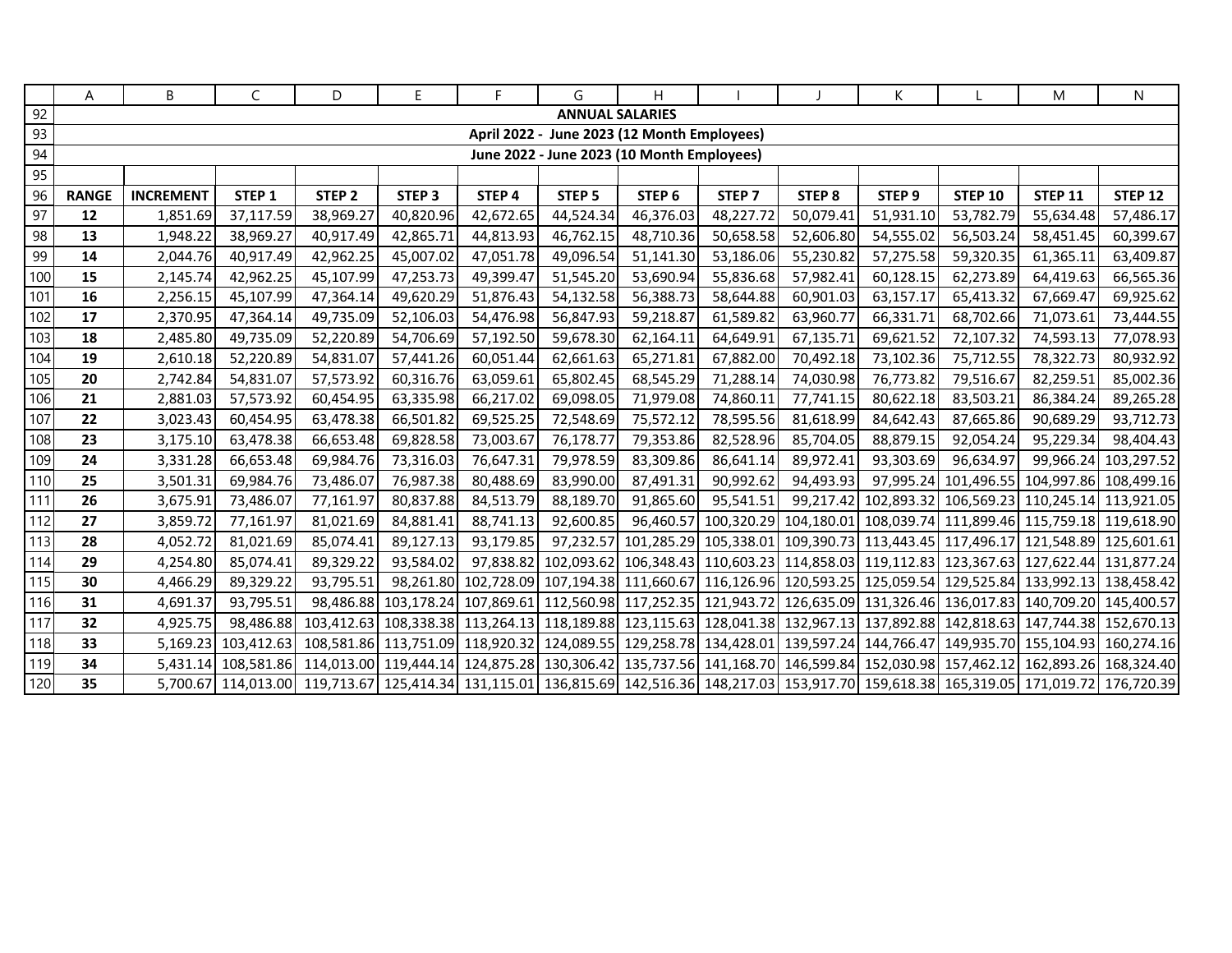**ANNUAL SALARIES**

**April 2022 - June 2023 (12 Month Employees)**

**June 2022 - June 2023 (10 Month Employees)**

| RANGE | INCREMENT | STEP 1 | STEP 2 | STEP 3 | STEP 4 | STEP 5 | STEP 6 | STEP 7 | STEP 8 | STEP 9 | STEP 10 | STEP 11 | STEP 12 |
|---|---|---|---|---|---|---|---|---|---|---|---|---|---|
| **12** | 1,851.69 | 37,117.59 | 38,969.27 | 40,820.96 | 42,672.65 | 44,524.34 | 46,376.03 | 48,227.72 | 50,079.41 | 51,931.10 | 53,782.79 | 55,634.48 | 57,486.17 |
| **13** | 1,948.22 | 38,969.27 | 40,917.49 | 42,865.71 | 44,813.93 | 46,762.15 | 48,710.36 | 50,658.58 | 52,606.80 | 54,555.02 | 56,503.24 | 58,451.45 | 60,399.67 |
| **14** | 2,044.76 | 40,917.49 | 42,962.25 | 45,007.02 | 47,051.78 | 49,096.54 | 51,141.30 | 53,186.06 | 55,230.82 | 57,275.58 | 59,320.35 | 61,365.11 | 63,409.87 |
| **15** | 2,145.74 | 42,962.25 | 45,107.99 | 47,253.73 | 49,399.47 | 51,545.20 | 53,690.94 | 55,836.68 | 57,982.41 | 60,128.15 | 62,273.89 | 64,419.63 | 66,565.36 |
| **16** | 2,256.15 | 45,107.99 | 47,364.14 | 49,620.29 | 51,876.43 | 54,132.58 | 56,388.73 | 58,644.88 | 60,901.03 | 63,157.17 | 65,413.32 | 67,669.47 | 69,925.62 |
| **17** | 2,370.95 | 47,364.14 | 49,735.09 | 52,106.03 | 54,476.98 | 56,847.93 | 59,218.87 | 61,589.82 | 63,960.77 | 66,331.71 | 68,702.66 | 71,073.61 | 73,444.55 |
| **18** | 2,485.80 | 49,735.09 | 52,220.89 | 54,706.69 | 57,192.50 | 59,678.30 | 62,164.11 | 64,649.91 | 67,135.71 | 69,621.52 | 72,107.32 | 74,593.13 | 77,078.93 |
| **19** | 2,610.18 | 52,220.89 | 54,831.07 | 57,441.26 | 60,051.44 | 62,661.63 | 65,271.81 | 67,882.00 | 70,492.18 | 73,102.36 | 75,712.55 | 78,322.73 | 80,932.92 |
| **20** | 2,742.84 | 54,831.07 | 57,573.92 | 60,316.76 | 63,059.61 | 65,802.45 | 68,545.29 | 71,288.14 | 74,030.98 | 76,773.82 | 79,516.67 | 82,259.51 | 85,002.36 |
| **21** | 2,881.03 | 57,573.92 | 60,454.95 | 63,335.98 | 66,217.02 | 69,098.05 | 71,979.08 | 74,860.11 | 77,741.15 | 80,622.18 | 83,503.21 | 86,384.24 | 89,265.28 |
| **22** | 3,023.43 | 60,454.95 | 63,478.38 | 66,501.82 | 69,525.25 | 72,548.69 | 75,572.12 | 78,595.56 | 81,618.99 | 84,642.43 | 87,665.86 | 90,689.29 | 93,712.73 |
| **23** | 3,175.10 | 63,478.38 | 66,653.48 | 69,828.58 | 73,003.67 | 76,178.77 | 79,353.86 | 82,528.96 | 85,704.05 | 88,879.15 | 92,054.24 | 95,229.34 | 98,404.43 |
| **24** | 3,331.28 | 66,653.48 | 69,984.76 | 73,316.03 | 76,647.31 | 79,978.59 | 83,309.86 | 86,641.14 | 89,972.41 | 93,303.69 | 96,634.97 | 99,966.24 | 103,297.52 |
| **25** | 3,501.31 | 69,984.76 | 73,486.07 | 76,987.38 | 80,488.69 | 83,990.00 | 87,491.31 | 90,992.62 | 94,493.93 | 97,995.24 | 101,496.55 | 104,997.86 | 108,499.16 |
| **26** | 3,675.91 | 73,486.07 | 77,161.97 | 80,837.88 | 84,513.79 | 88,189.70 | 91,865.60 | 95,541.51 | 99,217.42 | 102,893.32 | 106,569.23 | 110,245.14 | 113,921.05 |
| **27** | 3,859.72 | 77,161.97 | 81,021.69 | 84,881.41 | 88,741.13 | 92,600.85 | 96,460.57 | 100,320.29 | 104,180.01 | 108,039.74 | 111,899.46 | 115,759.18 | 119,618.90 |
| **28** | 4,052.72 | 81,021.69 | 85,074.41 | 89,127.13 | 93,179.85 | 97,232.57 | 101,285.29 | 105,338.01 | 109,390.73 | 113,443.45 | 117,496.17 | 121,548.89 | 125,601.61 |
| **29** | 4,254.80 | 85,074.41 | 89,329.22 | 93,584.02 | 97,838.82 | 102,093.62 | 106,348.43 | 110,603.23 | 114,858.03 | 119,112.83 | 123,367.63 | 127,622.44 | 131,877.24 |
| **30** | 4,466.29 | 89,329.22 | 93,795.51 | 98,261.80 | 102,728.09 | 107,194.38 | 111,660.67 | 116,126.96 | 120,593.25 | 125,059.54 | 129,525.84 | 133,992.13 | 138,458.42 |
| **31** | 4,691.37 | 93,795.51 | 98,486.88 | 103,178.24 | 107,869.61 | 112,560.98 | 117,252.35 | 121,943.72 | 126,635.09 | 131,326.46 | 136,017.83 | 140,709.20 | 145,400.57 |
| **32** | 4,925.75 | 98,486.88 | 103,412.63 | 108,338.38 | 113,264.13 | 118,189.88 | 123,115.63 | 128,041.38 | 132,967.13 | 137,892.88 | 142,818.63 | 147,744.38 | 152,670.13 |
| **33** | 5,169.23 | 103,412.63 | 108,581.86 | 113,751.09 | 118,920.32 | 124,089.55 | 129,258.78 | 134,428.01 | 139,597.24 | 144,766.47 | 149,935.70 | 155,104.93 | 160,274.16 |
| **34** | 5,431.14 | 108,581.86 | 114,013.00 | 119,444.14 | 124,875.28 | 130,306.42 | 135,737.56 | 141,168.70 | 146,599.84 | 152,030.98 | 157,462.12 | 162,893.26 | 168,324.40 |
| **35** | 5,700.67 | 114,013.00 | 119,713.67 | 125,414.34 | 131,115.01 | 136,815.69 | 142,516.36 | 148,217.03 | 153,917.70 | 159,618.38 | 165,319.05 | 171,019.72 | 176,720.39 |